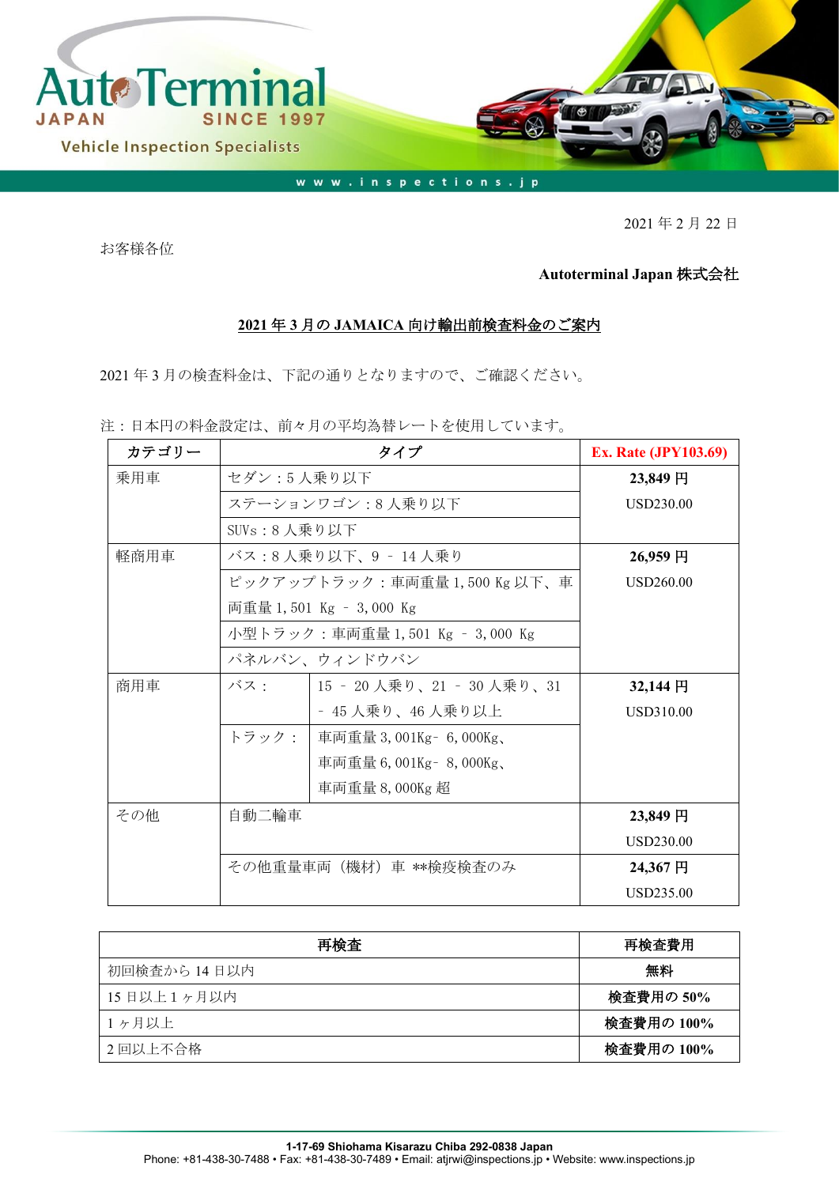AutoTerminal JAPAN SINCE 1997

Vehicle Inspection Specialists

www.inspections.jp

2021 年 2 月 22 日

お客様各位

**Autoterminal Japan 株式会社**

## 2021 年 3 月の JAMAICA 向け輸出前検査料金のご案内

2021 年 3 月の検査料金は、下記の通りとなりますので、ご確認ください。

注：日本円の料金設定は、前々月の平均為替レートを使用しています。

| カテゴリー | タイプ | | Ex. Rate (JPY103.69) |
|---|---|---|---|
| 乗用車 | セダン：5 人乗り以下 | | **23,849 円**<br>USD230.00 |
| | ステーションワゴン：8 人乗り以下 | | |
| | SUVs：8 人乗り以下 | | |
| 軽商用車 | バス：8 人乗り以下、9 – 14 人乗り | | **26,959 円**<br>USD260.00 |
| | ピックアップトラック：車両重量 1,500 Kg 以下、車両重量 1,501 Kg – 3,000 Kg | | |
| | 小型トラック：車両重量 1,501 Kg – 3,000 Kg | | |
| | パネルバン、ウィンドウバン | | |
| 商用車 | バス： | 15 – 20 人乗り、21 – 30 人乗り、31 – 45 人乗り、46 人乗り以上 | **32,144 円**<br>USD310.00 |
| | トラック： | 車両重量 3,001Kg– 6,000Kg、<br>車両重量 6,001Kg– 8,000Kg、<br>車両重量 8,000Kg 超 | |
| その他 | 自動二輪車 | | **23,849 円**<br>USD230.00 |
| | その他重量車両（機材）車 **検疫検査のみ | | **24,367 円**<br>USD235.00 |

| 再検査 | 再検査費用 |
|---|---|
| 初回検査から 14 日以内 | **無料** |
| 15 日以上 1 ヶ月以内 | **検査費用の 50%** |
| 1 ヶ月以上 | **検査費用の 100%** |
| 2 回以上不合格 | **検査費用の 100%** |

**1-17-69 Shiohama Kisarazu Chiba 292-0838 Japan**
Phone: +81-438-30-7488 • Fax: +81-438-30-7489 • Email: atjrwi@inspections.jp • Website: www.inspections.jp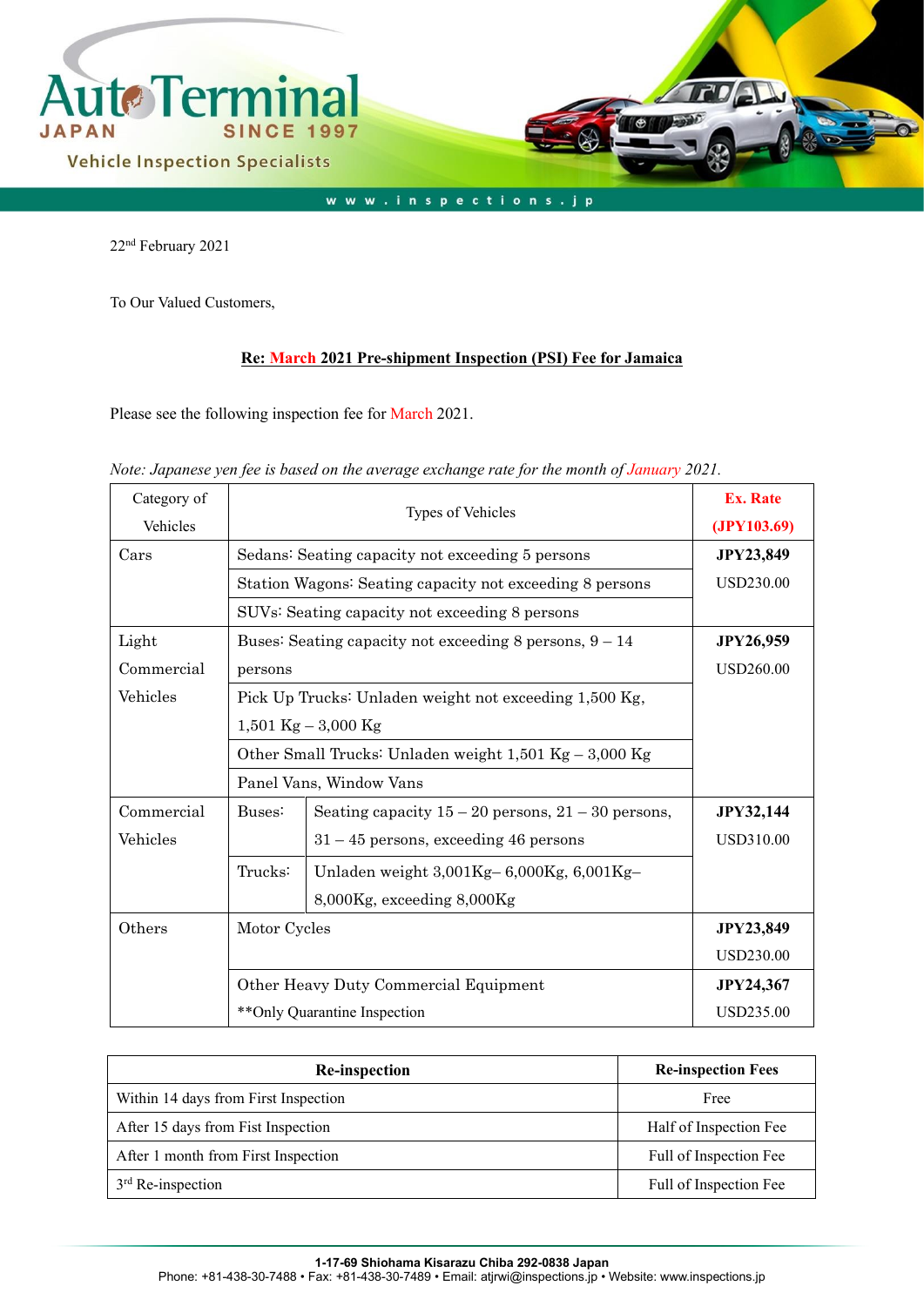22nd February 2021

To Our Valued Customers,

**Re: March 2021 Pre-shipment Inspection (PSI) Fee for Jamaica**

Please see the following inspection fee for March 2021.

*Note: Japanese yen fee is based on the average exchange rate for the month of January 2021.*

| Category of Vehicles | Types of Vehicles | | Ex. Rate (JPY103.69) |
|---|---|---|---|
| Cars | Sedans: Seating capacity not exceeding 5 persons | | **JPY23,849** USD230.00 |
| | Station Wagons: Seating capacity not exceeding 8 persons | | |
| | SUVs: Seating capacity not exceeding 8 persons | | |
| Light Commercial Vehicles | Buses: Seating capacity not exceeding 8 persons, 9 – 14 persons | | **JPY26,959** USD260.00 |
| | Pick Up Trucks: Unladen weight not exceeding 1,500 Kg, 1,501 Kg – 3,000 Kg | | |
| | Other Small Trucks: Unladen weight 1,501 Kg – 3,000 Kg | | |
| | Panel Vans, Window Vans | | |
| Commercial Vehicles | Buses: | Seating capacity 15 – 20 persons, 21 – 30 persons, 31 – 45 persons, exceeding 46 persons | **JPY32,144** USD310.00 |
| | Trucks: | Unladen weight 3,001Kg– 6,000Kg, 6,001Kg–8,000Kg, exceeding 8,000Kg | |
| Others | Motor Cycles | | **JPY23,849** USD230.00 |
| | Other Heavy Duty Commercial Equipment **Only Quarantine Inspection | | **JPY24,367** USD235.00 |

| Re-inspection | Re-inspection Fees |
|---|---|
| Within 14 days from First Inspection | Free |
| After 15 days from Fist Inspection | Half of Inspection Fee |
| After 1 month from First Inspection | Full of Inspection Fee |
| 3rd Re-inspection | Full of Inspection Fee |

1-17-69 Shiohama Kisarazu Chiba 292-0838 Japan
Phone: +81-438-30-7488 • Fax: +81-438-30-7489 • Email: atjrwi@inspections.jp • Website: www.inspections.jp